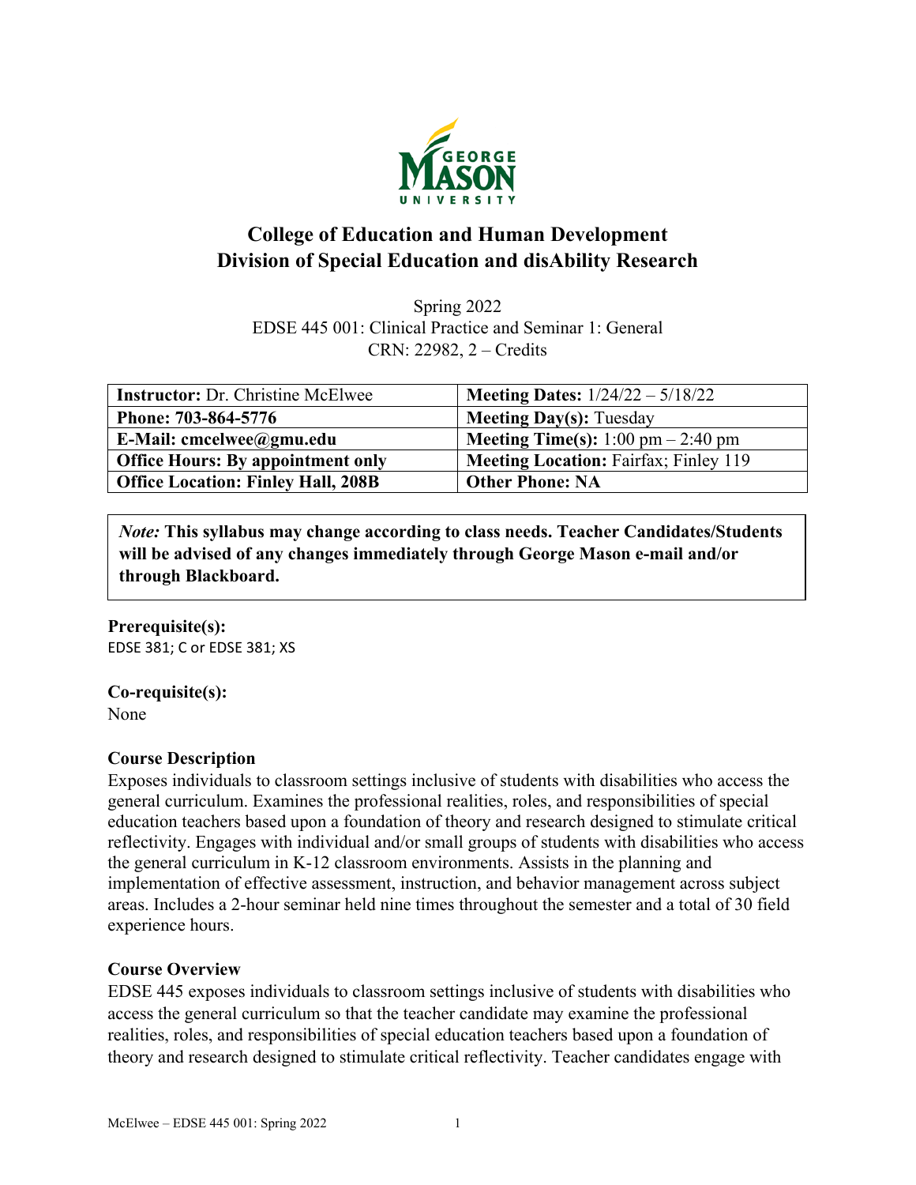# College of Education and Human Development
# Division of Special Education and disAbility Research

Spring 2022
EDSE 445 001: Clinical Practice and Seminar 1: General
CRN: 22982, 2 – Credits

| **Instructor:** Dr. Christine McElwee | **Meeting Dates:** 1/24/22 – 5/18/22 |
|---|---|
| **Phone: 703-864-5776** | **Meeting Day(s):** Tuesday |
| **E-Mail: cmcelwee@gmu.edu** | **Meeting Time(s):** 1:00 pm – 2:40 pm |
| **Office Hours: By appointment only** | **Meeting Location:** Fairfax; Finley 119 |
| **Office Location: Finley Hall, 208B** | **Other Phone: NA** |

*Note:* **This syllabus may change according to class needs. Teacher Candidates/Students will be advised of any changes immediately through George Mason e-mail and/or through Blackboard.**

**Prerequisite(s):**
EDSE 381; C or EDSE 381; XS

**Co-requisite(s):**
None

**Course Description**
Exposes individuals to classroom settings inclusive of students with disabilities who access the general curriculum. Examines the professional realities, roles, and responsibilities of special education teachers based upon a foundation of theory and research designed to stimulate critical reflectivity. Engages with individual and/or small groups of students with disabilities who access the general curriculum in K-12 classroom environments. Assists in the planning and implementation of effective assessment, instruction, and behavior management across subject areas. Includes a 2-hour seminar held nine times throughout the semester and a total of 30 field experience hours.

**Course Overview**
EDSE 445 exposes individuals to classroom settings inclusive of students with disabilities who access the general curriculum so that the teacher candidate may examine the professional realities, roles, and responsibilities of special education teachers based upon a foundation of theory and research designed to stimulate critical reflectivity. Teacher candidates engage with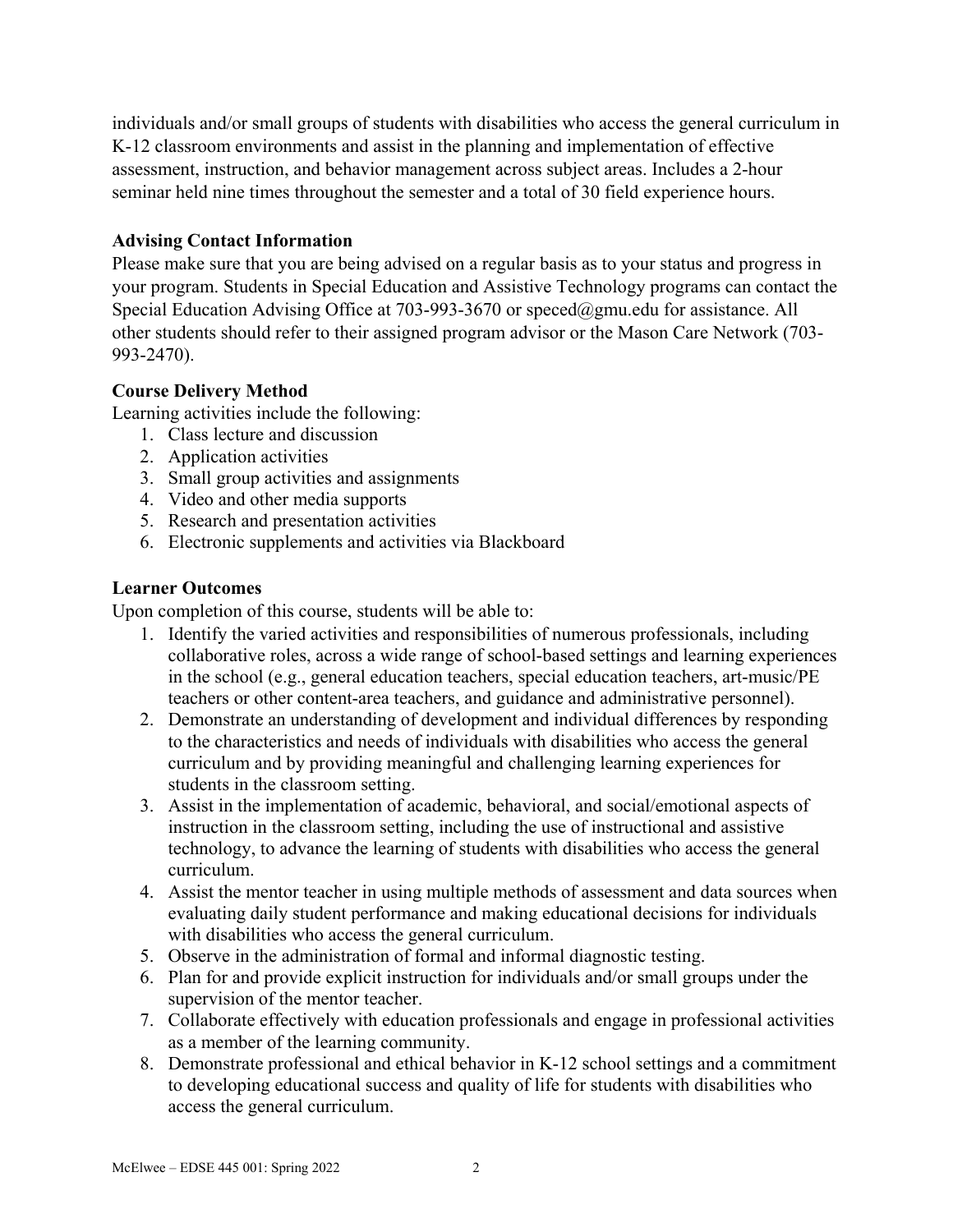individuals and/or small groups of students with disabilities who access the general curriculum in K-12 classroom environments and assist in the planning and implementation of effective assessment, instruction, and behavior management across subject areas. Includes a 2-hour seminar held nine times throughout the semester and a total of 30 field experience hours.

**Advising Contact Information**

Please make sure that you are being advised on a regular basis as to your status and progress in your program. Students in Special Education and Assistive Technology programs can contact the Special Education Advising Office at 703-993-3670 or speced@gmu.edu for assistance. All other students should refer to their assigned program advisor or the Mason Care Network (703-993-2470).

**Course Delivery Method**

Learning activities include the following:

1. Class lecture and discussion
2. Application activities
3. Small group activities and assignments
4. Video and other media supports
5. Research and presentation activities
6. Electronic supplements and activities via Blackboard

**Learner Outcomes**

Upon completion of this course, students will be able to:

1. Identify the varied activities and responsibilities of numerous professionals, including collaborative roles, across a wide range of school-based settings and learning experiences in the school (e.g., general education teachers, special education teachers, art-music/PE teachers or other content-area teachers, and guidance and administrative personnel).
2. Demonstrate an understanding of development and individual differences by responding to the characteristics and needs of individuals with disabilities who access the general curriculum and by providing meaningful and challenging learning experiences for students in the classroom setting.
3. Assist in the implementation of academic, behavioral, and social/emotional aspects of instruction in the classroom setting, including the use of instructional and assistive technology, to advance the learning of students with disabilities who access the general curriculum.
4. Assist the mentor teacher in using multiple methods of assessment and data sources when evaluating daily student performance and making educational decisions for individuals with disabilities who access the general curriculum.
5. Observe in the administration of formal and informal diagnostic testing.
6. Plan for and provide explicit instruction for individuals and/or small groups under the supervision of the mentor teacher.
7. Collaborate effectively with education professionals and engage in professional activities as a member of the learning community.
8. Demonstrate professional and ethical behavior in K-12 school settings and a commitment to developing educational success and quality of life for students with disabilities who access the general curriculum.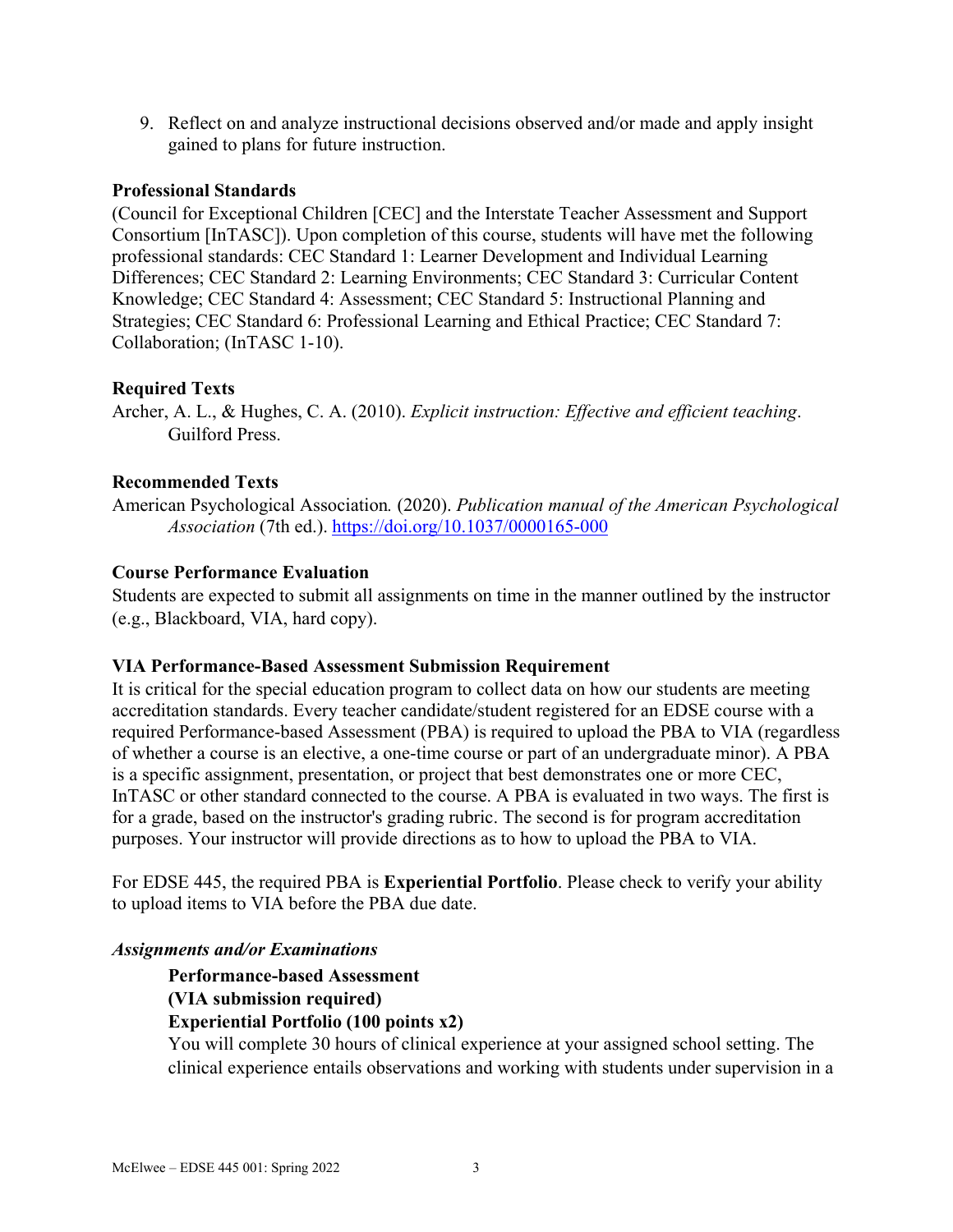9. Reflect on and analyze instructional decisions observed and/or made and apply insight gained to plans for future instruction.

**Professional Standards**

(Council for Exceptional Children [CEC] and the Interstate Teacher Assessment and Support Consortium [InTASC]). Upon completion of this course, students will have met the following professional standards: CEC Standard 1: Learner Development and Individual Learning Differences; CEC Standard 2: Learning Environments; CEC Standard 3: Curricular Content Knowledge; CEC Standard 4: Assessment; CEC Standard 5: Instructional Planning and Strategies; CEC Standard 6: Professional Learning and Ethical Practice; CEC Standard 7: Collaboration; (InTASC 1-10).

**Required Texts**

Archer, A. L., & Hughes, C. A. (2010). *Explicit instruction: Effective and efficient teaching*. Guilford Press.

**Recommended Texts**

American Psychological Association*.* (2020). *Publication manual of the American Psychological Association* (7th ed.). https://doi.org/10.1037/0000165-000

**Course Performance Evaluation**

Students are expected to submit all assignments on time in the manner outlined by the instructor (e.g., Blackboard, VIA, hard copy).

**VIA Performance-Based Assessment Submission Requirement**

It is critical for the special education program to collect data on how our students are meeting accreditation standards. Every teacher candidate/student registered for an EDSE course with a required Performance-based Assessment (PBA) is required to upload the PBA to VIA (regardless of whether a course is an elective, a one-time course or part of an undergraduate minor). A PBA is a specific assignment, presentation, or project that best demonstrates one or more CEC, InTASC or other standard connected to the course. A PBA is evaluated in two ways. The first is for a grade, based on the instructor's grading rubric. The second is for program accreditation purposes. Your instructor will provide directions as to how to upload the PBA to VIA.

For EDSE 445, the required PBA is **Experiential Portfolio**. Please check to verify your ability to upload items to VIA before the PBA due date.

***Assignments and/or Examinations***

**Performance-based Assessment**
**(VIA submission required)**
**Experiential Portfolio (100 points x2)**

You will complete 30 hours of clinical experience at your assigned school setting. The clinical experience entails observations and working with students under supervision in a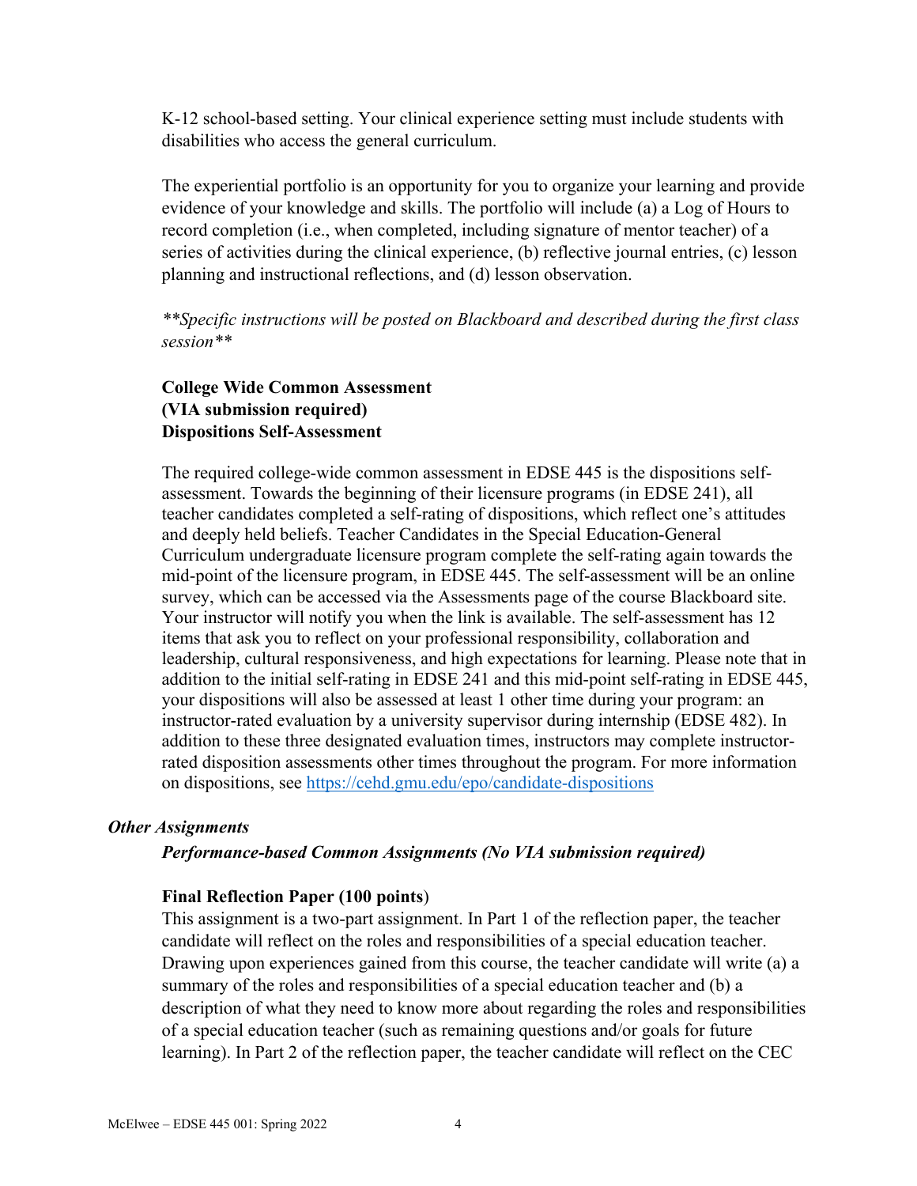K-12 school-based setting. Your clinical experience setting must include students with disabilities who access the general curriculum.

The experiential portfolio is an opportunity for you to organize your learning and provide evidence of your knowledge and skills. The portfolio will include (a) a Log of Hours to record completion (i.e., when completed, including signature of mentor teacher) of a series of activities during the clinical experience, (b) reflective journal entries, (c) lesson planning and instructional reflections, and (d) lesson observation.

*\*\*Specific instructions will be posted on Blackboard and described during the first class session\*\**

**College Wide Common Assessment**
**(VIA submission required)**
**Dispositions Self-Assessment**

The required college-wide common assessment in EDSE 445 is the dispositions self-assessment. Towards the beginning of their licensure programs (in EDSE 241), all teacher candidates completed a self-rating of dispositions, which reflect one's attitudes and deeply held beliefs. Teacher Candidates in the Special Education-General Curriculum undergraduate licensure program complete the self-rating again towards the mid-point of the licensure program, in EDSE 445. The self-assessment will be an online survey, which can be accessed via the Assessments page of the course Blackboard site. Your instructor will notify you when the link is available. The self-assessment has 12 items that ask you to reflect on your professional responsibility, collaboration and leadership, cultural responsiveness, and high expectations for learning. Please note that in addition to the initial self-rating in EDSE 241 and this mid-point self-rating in EDSE 445, your dispositions will also be assessed at least 1 other time during your program: an instructor-rated evaluation by a university supervisor during internship (EDSE 482). In addition to these three designated evaluation times, instructors may complete instructor-rated disposition assessments other times throughout the program. For more information on dispositions, see https://cehd.gmu.edu/epo/candidate-dispositions

***Other Assignments***

***Performance-based Common Assignments (No VIA submission required)***

**Final Reflection Paper (100 points**)
This assignment is a two-part assignment. In Part 1 of the reflection paper, the teacher candidate will reflect on the roles and responsibilities of a special education teacher. Drawing upon experiences gained from this course, the teacher candidate will write (a) a summary of the roles and responsibilities of a special education teacher and (b) a description of what they need to know more about regarding the roles and responsibilities of a special education teacher (such as remaining questions and/or goals for future learning). In Part 2 of the reflection paper, the teacher candidate will reflect on the CEC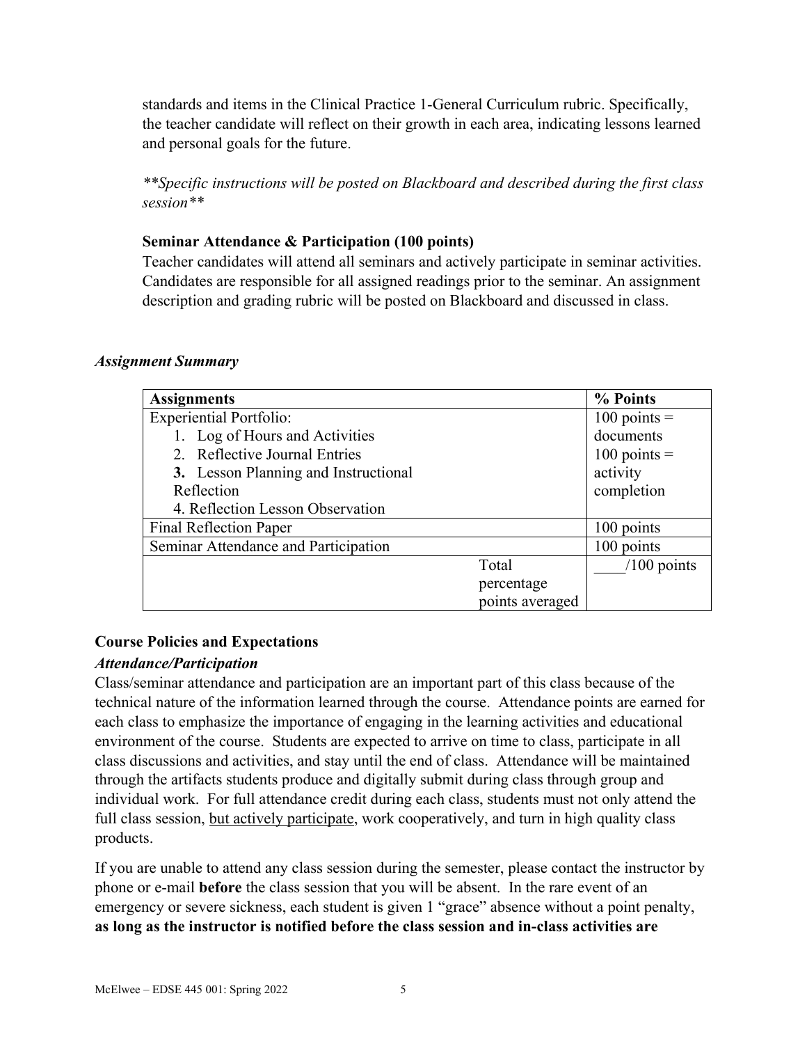standards and items in the Clinical Practice 1-General Curriculum rubric. Specifically, the teacher candidate will reflect on their growth in each area, indicating lessons learned and personal goals for the future.

*\*\*Specific instructions will be posted on Blackboard and described during the first class session\*\**

**Seminar Attendance & Participation (100 points)**

Teacher candidates will attend all seminars and actively participate in seminar activities. Candidates are responsible for all assigned readings prior to the seminar. An assignment description and grading rubric will be posted on Blackboard and discussed in class.

### *Assignment Summary*

| **Assignments** | | **% Points** |
|---|---|---|
| Experiential Portfolio:<br>1. Log of Hours and Activities<br>2. Reflective Journal Entries<br>**3.** Lesson Planning and Instructional Reflection<br>4. Reflection Lesson Observation | | 100 points = documents<br>100 points = activity completion |
| Final Reflection Paper | | 100 points |
| Seminar Attendance and Participation | | 100 points |
| | Total percentage points averaged | ____/100 points |

## Course Policies and Expectations

### *Attendance/Participation*

Class/seminar attendance and participation are an important part of this class because of the technical nature of the information learned through the course. Attendance points are earned for each class to emphasize the importance of engaging in the learning activities and educational environment of the course. Students are expected to arrive on time to class, participate in all class discussions and activities, and stay until the end of class. Attendance will be maintained through the artifacts students produce and digitally submit during class through group and individual work. For full attendance credit during each class, students must not only attend the full class session, <u>but actively participate</u>, work cooperatively, and turn in high quality class products.

If you are unable to attend any class session during the semester, please contact the instructor by phone or e-mail **before** the class session that you will be absent. In the rare event of an emergency or severe sickness, each student is given 1 "grace" absence without a point penalty, **as long as the instructor is notified before the class session and in-class activities are**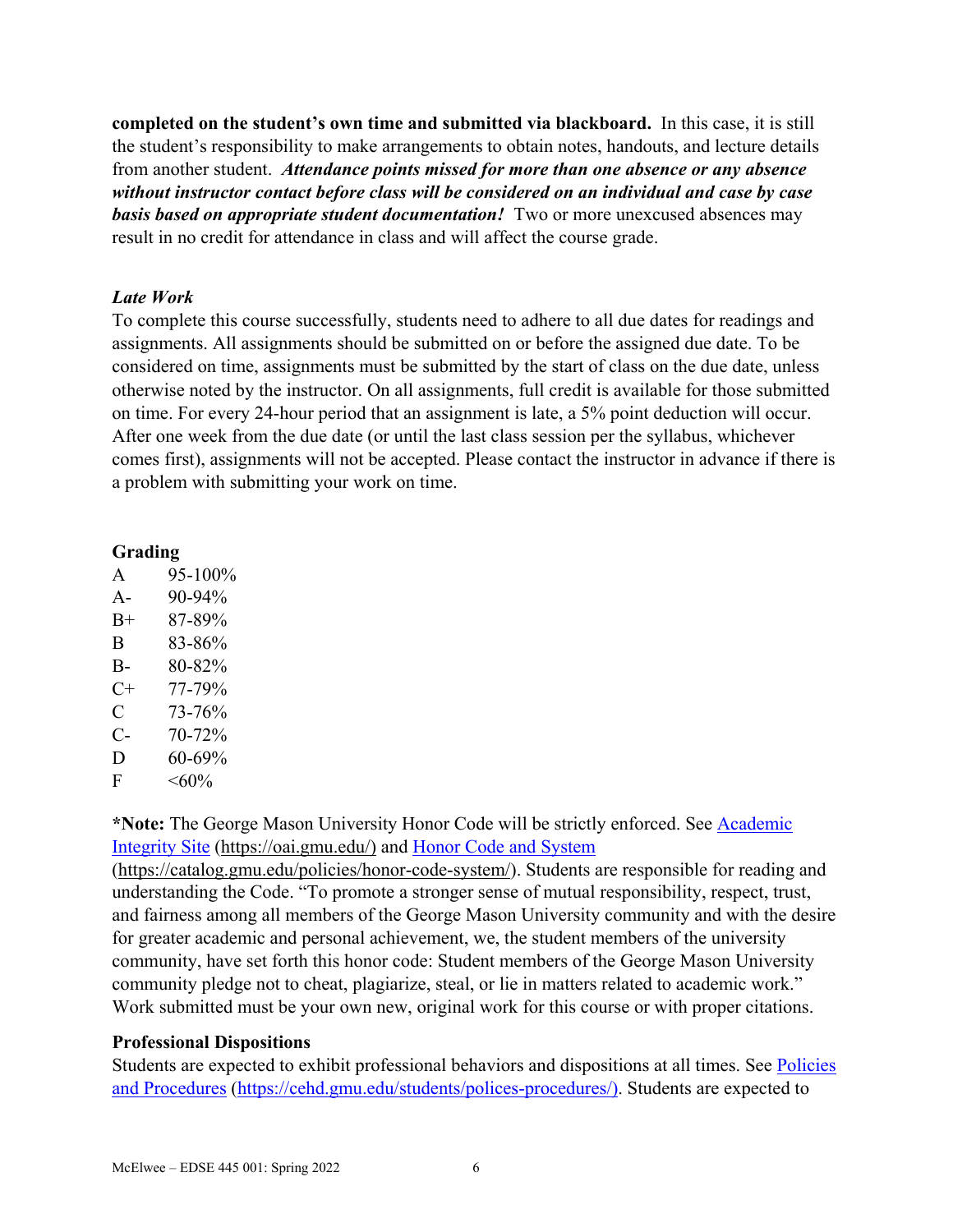**completed on the student's own time and submitted via blackboard.** In this case, it is still the student's responsibility to make arrangements to obtain notes, handouts, and lecture details from another student. ***Attendance points missed for more than one absence or any absence without instructor contact before class will be considered on an individual and case by case basis based on appropriate student documentation!*** Two or more unexcused absences may result in no credit for attendance in class and will affect the course grade.

### *Late Work*

To complete this course successfully, students need to adhere to all due dates for readings and assignments. All assignments should be submitted on or before the assigned due date. To be considered on time, assignments must be submitted by the start of class on the due date, unless otherwise noted by the instructor. On all assignments, full credit is available for those submitted on time. For every 24-hour period that an assignment is late, a 5% point deduction will occur. After one week from the due date (or until the last class session per the syllabus, whichever comes first), assignments will not be accepted. Please contact the instructor in advance if there is a problem with submitting your work on time.

### Grading

| | |
|---|---|
| A | 95-100% |
| A- | 90-94% |
| B+ | 87-89% |
| B | 83-86% |
| B- | 80-82% |
| C+ | 77-79% |
| C | 73-76% |
| C- | 70-72% |
| D | 60-69% |
| F | <60% |

**\*Note:** The George Mason University Honor Code will be strictly enforced. See [Academic Integrity Site](https://oai.gmu.edu/) (https://oai.gmu.edu/) and [Honor Code and System](https://catalog.gmu.edu/policies/honor-code-system/) (https://catalog.gmu.edu/policies/honor-code-system/). Students are responsible for reading and understanding the Code. "To promote a stronger sense of mutual responsibility, respect, trust, and fairness among all members of the George Mason University community and with the desire for greater academic and personal achievement, we, the student members of the university community, have set forth this honor code: Student members of the George Mason University community pledge not to cheat, plagiarize, steal, or lie in matters related to academic work." Work submitted must be your own new, original work for this course or with proper citations.

### Professional Dispositions

Students are expected to exhibit professional behaviors and dispositions at all times. See [Policies and Procedures](https://cehd.gmu.edu/students/polices-procedures/) (https://cehd.gmu.edu/students/polices-procedures/). Students are expected to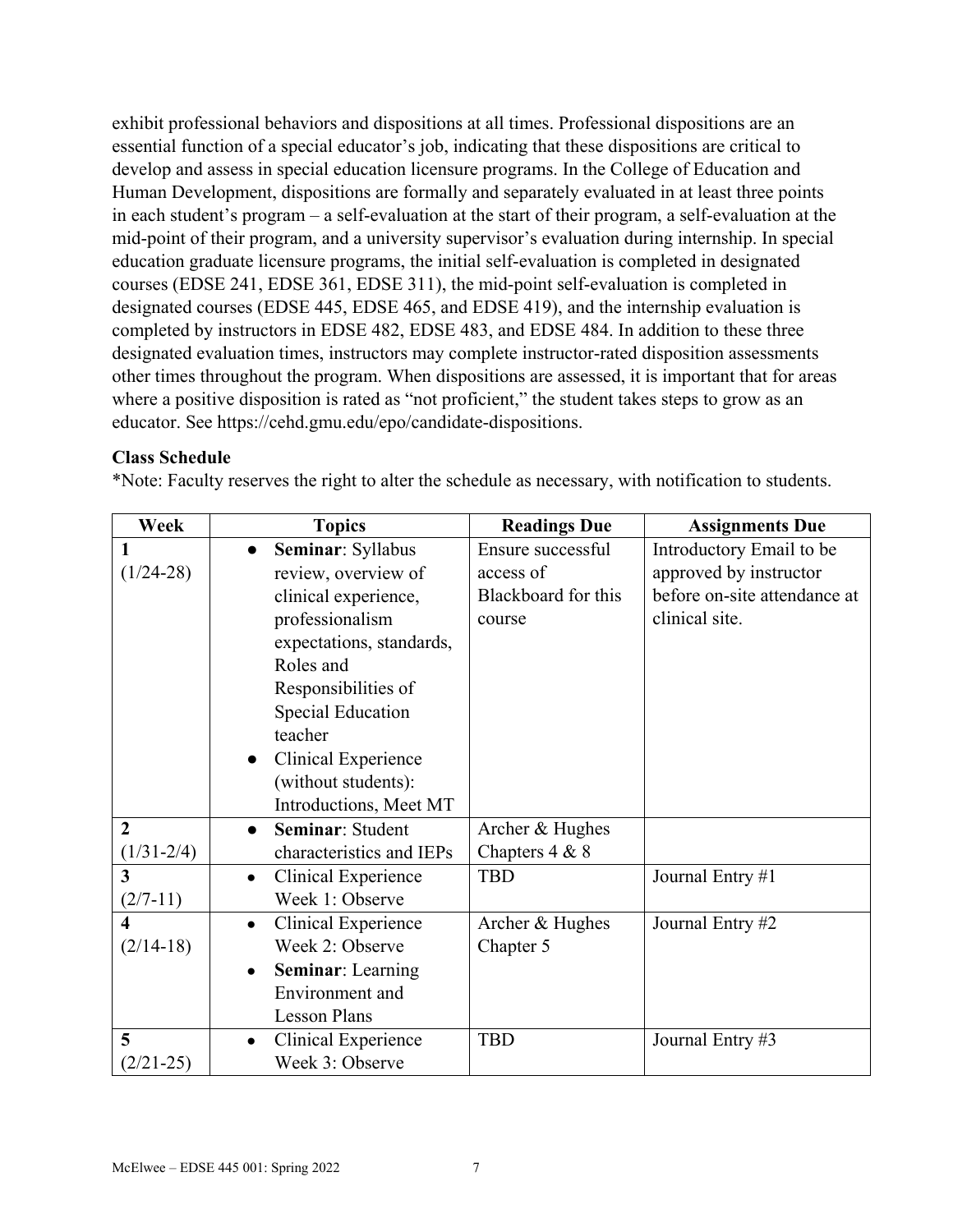exhibit professional behaviors and dispositions at all times. Professional dispositions are an essential function of a special educator's job, indicating that these dispositions are critical to develop and assess in special education licensure programs. In the College of Education and Human Development, dispositions are formally and separately evaluated in at least three points in each student's program – a self-evaluation at the start of their program, a self-evaluation at the mid-point of their program, and a university supervisor's evaluation during internship. In special education graduate licensure programs, the initial self-evaluation is completed in designated courses (EDSE 241, EDSE 361, EDSE 311), the mid-point self-evaluation is completed in designated courses (EDSE 445, EDSE 465, and EDSE 419), and the internship evaluation is completed by instructors in EDSE 482, EDSE 483, and EDSE 484. In addition to these three designated evaluation times, instructors may complete instructor-rated disposition assessments other times throughout the program. When dispositions are assessed, it is important that for areas where a positive disposition is rated as "not proficient," the student takes steps to grow as an educator. See https://cehd.gmu.edu/epo/candidate-dispositions.

**Class Schedule**

*Note: Faculty reserves the right to alter the schedule as necessary, with notification to students.

| Week | Topics | Readings Due | Assignments Due |
|---|---|---|---|
| **1** (1/24-28) | • **Seminar**: Syllabus review, overview of clinical experience, professionalism expectations, standards, Roles and Responsibilities of Special Education teacher<br>• Clinical Experience (without students): Introductions, Meet MT | Ensure successful access of Blackboard for this course | Introductory Email to be approved by instructor before on-site attendance at clinical site. |
| **2** (1/31-2/4) | • **Seminar**: Student characteristics and IEPs | Archer & Hughes Chapters 4 & 8 | |
| **3** (2/7-11) | • Clinical Experience Week 1: Observe | TBD | Journal Entry #1 |
| **4** (2/14-18) | • Clinical Experience Week 2: Observe<br>• **Seminar**: Learning Environment and Lesson Plans | Archer & Hughes Chapter 5 | Journal Entry #2 |
| **5** (2/21-25) | • Clinical Experience Week 3: Observe | TBD | Journal Entry #3 |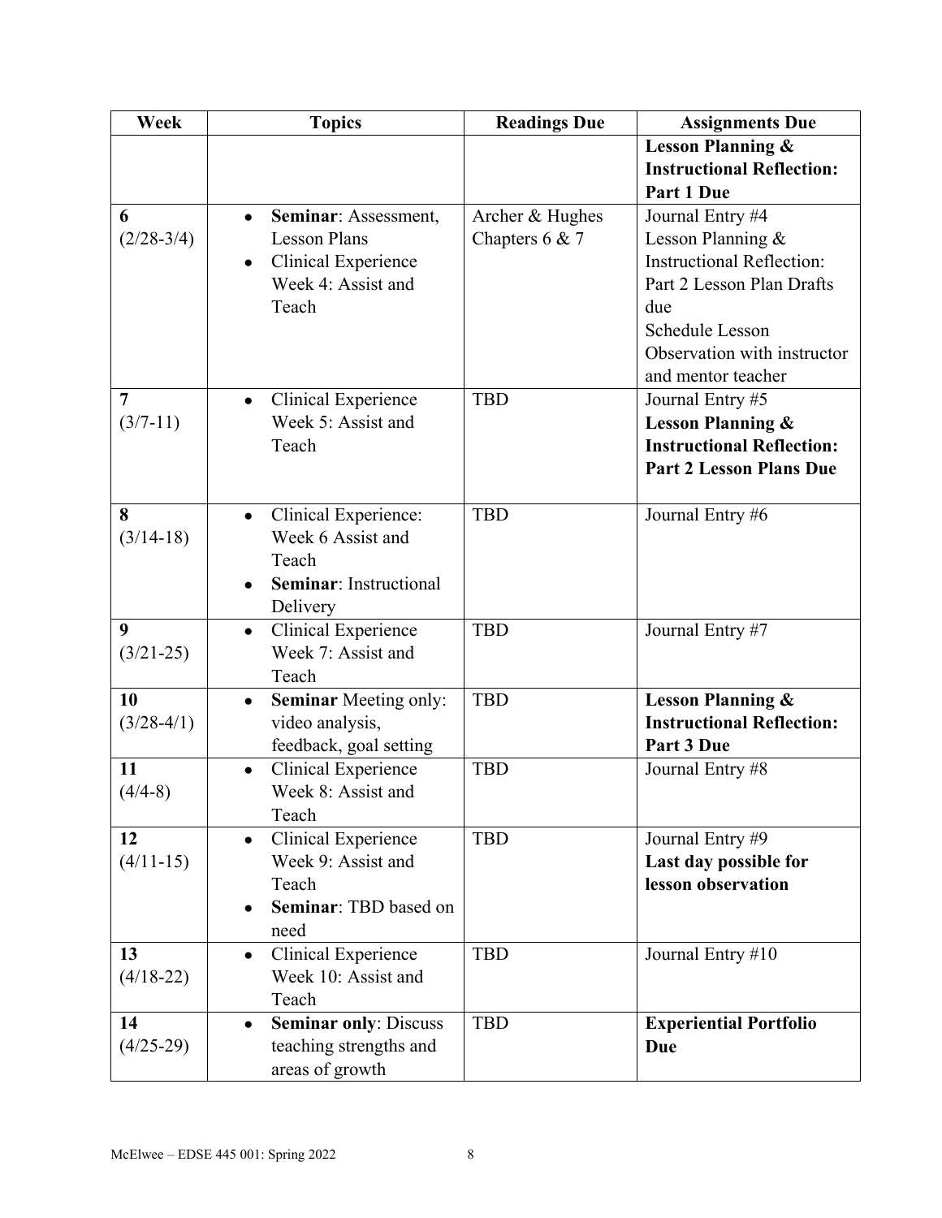| Week | Topics | Readings Due | Assignments Due |
|---|---|---|---|
| | | | **Lesson Planning & Instructional Reflection: Part 1 Due** |
| **6** (2/28-3/4) | • **Seminar**: Assessment, Lesson Plans<br>• Clinical Experience Week 4: Assist and Teach | Archer & Hughes Chapters 6 & 7 | Journal Entry #4<br>Lesson Planning & Instructional Reflection: Part 2 Lesson Plan Drafts due<br>Schedule Lesson Observation with instructor and mentor teacher |
| **7** (3/7-11) | • Clinical Experience Week 5: Assist and Teach | TBD | Journal Entry #5<br>**Lesson Planning & Instructional Reflection: Part 2 Lesson Plans Due** |
| **8** (3/14-18) | • Clinical Experience: Week 6 Assist and Teach<br>• **Seminar**: Instructional Delivery | TBD | Journal Entry #6 |
| **9** (3/21-25) | • Clinical Experience Week 7: Assist and Teach | TBD | Journal Entry #7 |
| **10** (3/28-4/1) | • **Seminar** Meeting only: video analysis, feedback, goal setting | TBD | **Lesson Planning & Instructional Reflection: Part 3 Due** |
| **11** (4/4-8) | • Clinical Experience Week 8: Assist and Teach | TBD | Journal Entry #8 |
| **12** (4/11-15) | • Clinical Experience Week 9: Assist and Teach<br>• **Seminar**: TBD based on need | TBD | Journal Entry #9<br>**Last day possible for lesson observation** |
| **13** (4/18-22) | • Clinical Experience Week 10: Assist and Teach | TBD | Journal Entry #10 |
| **14** (4/25-29) | • **Seminar only**: Discuss teaching strengths and areas of growth | TBD | **Experiential Portfolio Due** |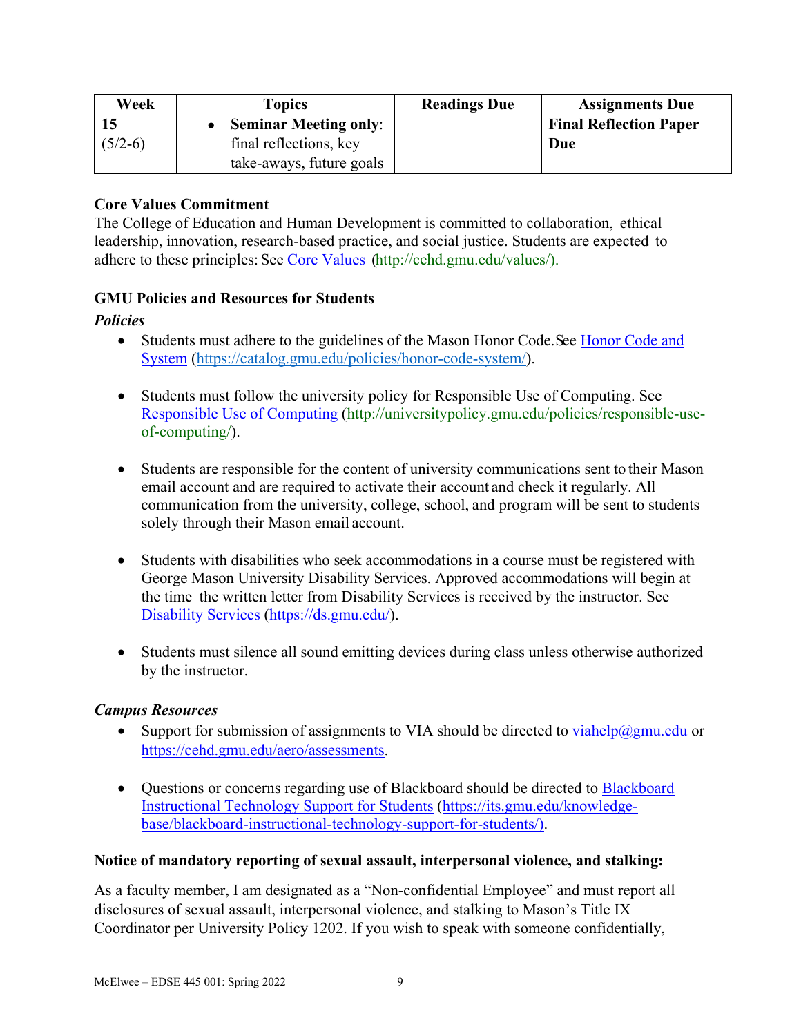| Week | Topics | Readings Due | Assignments Due |
|---|---|---|---|
| **15** (5/2-6) | • **Seminar Meeting only**: final reflections, key take-aways, future goals | | **Final Reflection Paper Due** |

**Core Values Commitment**

The College of Education and Human Development is committed to collaboration, ethical leadership, innovation, research-based practice, and social justice. Students are expected to adhere to these principles: See [Core Values](http://cehd.gmu.edu/values/) (http://cehd.gmu.edu/values/).

**GMU Policies and Resources for Students**

***Policies***

- Students must adhere to the guidelines of the Mason Honor Code. See [Honor Code and System](https://catalog.gmu.edu/policies/honor-code-system/) (https://catalog.gmu.edu/policies/honor-code-system/).

- Students must follow the university policy for Responsible Use of Computing. See [Responsible Use of Computing](http://universitypolicy.gmu.edu/policies/responsible-use-of-computing/) (http://universitypolicy.gmu.edu/policies/responsible-use-of-computing/).

- Students are responsible for the content of university communications sent to their Mason email account and are required to activate their account and check it regularly. All communication from the university, college, school, and program will be sent to students solely through their Mason email account.

- Students with disabilities who seek accommodations in a course must be registered with George Mason University Disability Services. Approved accommodations will begin at the time the written letter from Disability Services is received by the instructor. See [Disability Services](https://ds.gmu.edu/) (https://ds.gmu.edu/).

- Students must silence all sound emitting devices during class unless otherwise authorized by the instructor.

***Campus Resources***

- Support for submission of assignments to VIA should be directed to viahelp@gmu.edu or https://cehd.gmu.edu/aero/assessments.

- Questions or concerns regarding use of Blackboard should be directed to [Blackboard Instructional Technology Support for Students](https://its.gmu.edu/knowledge-base/blackboard-instructional-technology-support-for-students/) (https://its.gmu.edu/knowledge-base/blackboard-instructional-technology-support-for-students/).

**Notice of mandatory reporting of sexual assault, interpersonal violence, and stalking:**

As a faculty member, I am designated as a "Non-confidential Employee" and must report all disclosures of sexual assault, interpersonal violence, and stalking to Mason's Title IX Coordinator per University Policy 1202. If you wish to speak with someone confidentially,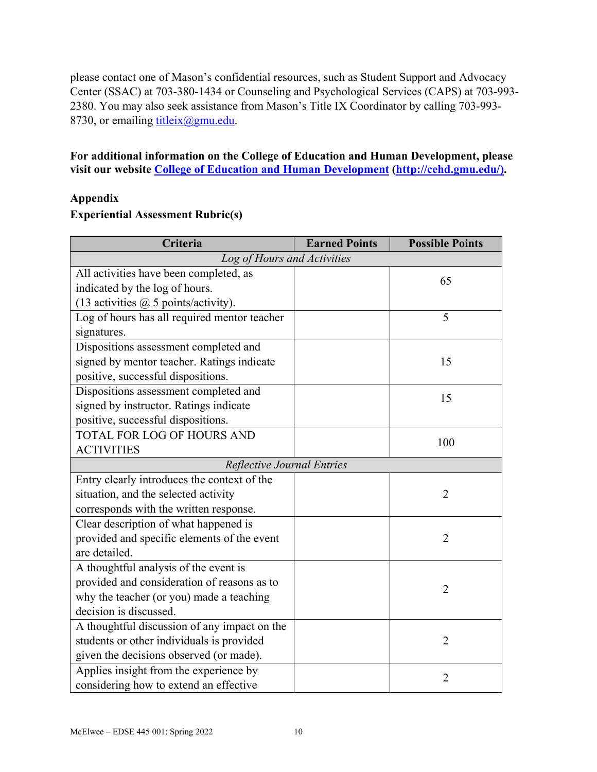please contact one of Mason's confidential resources, such as Student Support and Advocacy Center (SSAC) at 703-380-1434 or Counseling and Psychological Services (CAPS) at 703-993-2380. You may also seek assistance from Mason's Title IX Coordinator by calling 703-993-8730, or emailing titleix@gmu.edu.

**For additional information on the College of Education and Human Development, please visit our website College of Education and Human Development (http://cehd.gmu.edu/).**

**Appendix**

**Experiential Assessment Rubric(s)**

| Criteria | Earned Points | Possible Points |
|---|---|---|
| *Log of Hours and Activities* | | |
| All activities have been completed, as indicated by the log of hours. (13 activities @ 5 points/activity). | | 65 |
| Log of hours has all required mentor teacher signatures. | | 5 |
| Dispositions assessment completed and signed by mentor teacher. Ratings indicate positive, successful dispositions. | | 15 |
| Dispositions assessment completed and signed by instructor. Ratings indicate positive, successful dispositions. | | 15 |
| TOTAL FOR LOG OF HOURS AND ACTIVITIES | | 100 |
| *Reflective Journal Entries* | | |
| Entry clearly introduces the context of the situation, and the selected activity corresponds with the written response. | | 2 |
| Clear description of what happened is provided and specific elements of the event are detailed. | | 2 |
| A thoughtful analysis of the event is provided and consideration of reasons as to why the teacher (or you) made a teaching decision is discussed. | | 2 |
| A thoughtful discussion of any impact on the students or other individuals is provided given the decisions observed (or made). | | 2 |
| Applies insight from the experience by considering how to extend an effective | | 2 |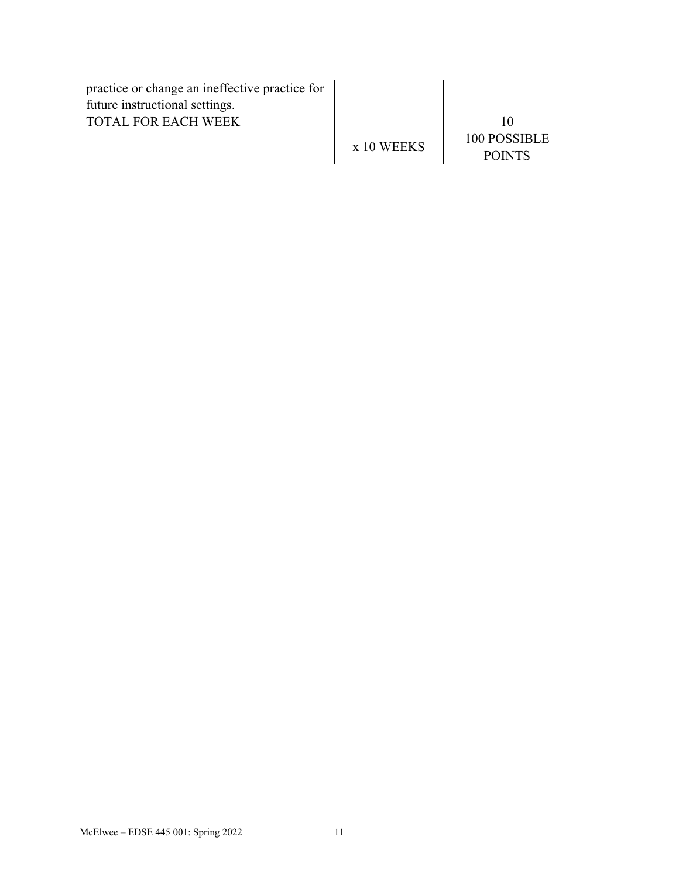| | | |
|---|---|---|
| practice or change an ineffective practice for future instructional settings. | | |
| TOTAL FOR EACH WEEK | | 10 |
| | x 10 WEEKS | 100 POSSIBLE POINTS |